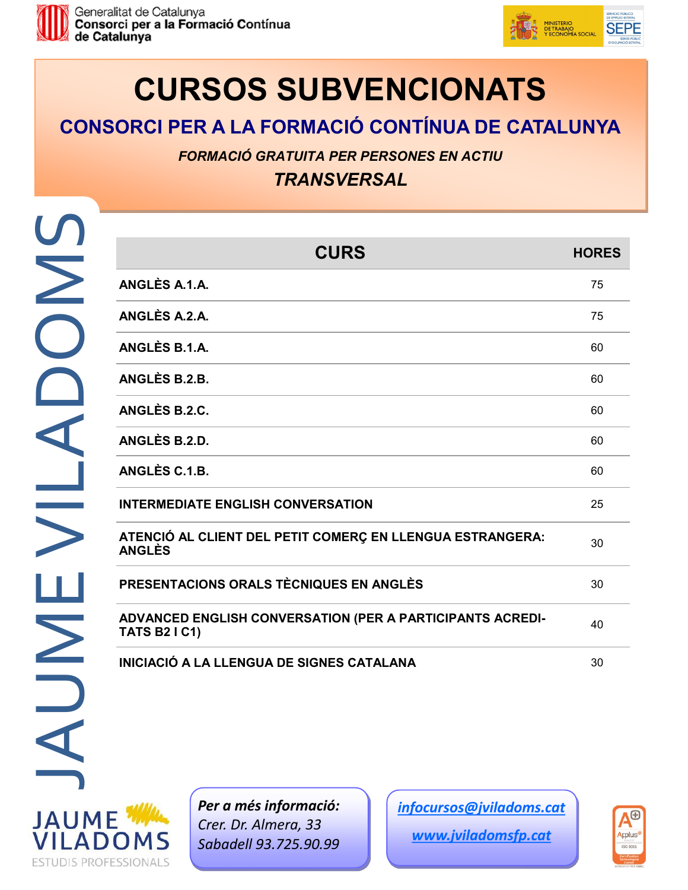Generalitat de Catalunya
**Consorci per a la Formació Contínua de Catalunya**

# CURSOS SUBVENCIONATS

## CONSORCI PER A LA FORMACIÓ CONTÍNUA DE CATALUNYA

***FORMACIÓ GRATUITA PER PERSONES EN ACTIU***

### *TRANSVERSAL*

JAUME VILADOMS

| CURS | HORES |
|---|---|
| ANGLÈS A.1.A. | 75 |
| ANGLÈS A.2.A. | 75 |
| ANGLÈS B.1.A. | 60 |
| ANGLÈS B.2.B. | 60 |
| ANGLÈS B.2.C. | 60 |
| ANGLÈS B.2.D. | 60 |
| ANGLÈS C.1.B. | 60 |
| INTERMEDIATE ENGLISH CONVERSATION | 25 |
| ATENCIÓ AL CLIENT DEL PETIT COMERÇ EN LLENGUA ESTRANGERA: ANGLÈS | 30 |
| PRESENTACIONS ORALS TÈCNIQUES EN ANGLÈS | 30 |
| ADVANCED ENGLISH CONVERSATION (PER A PARTICIPANTS ACREDITATS B2 I C1) | 40 |
| INICIACIÓ A LA LLENGUA DE SIGNES CATALANA | 30 |

JAUME VILADOMS
ESTUDIS PROFESSIONALS

***Per a més informació:***
*Crer. Dr. Almera, 33*
*Sabadell 93.725.90.99*

*infocursos@jviladoms.cat*

*www.jviladomsfp.cat*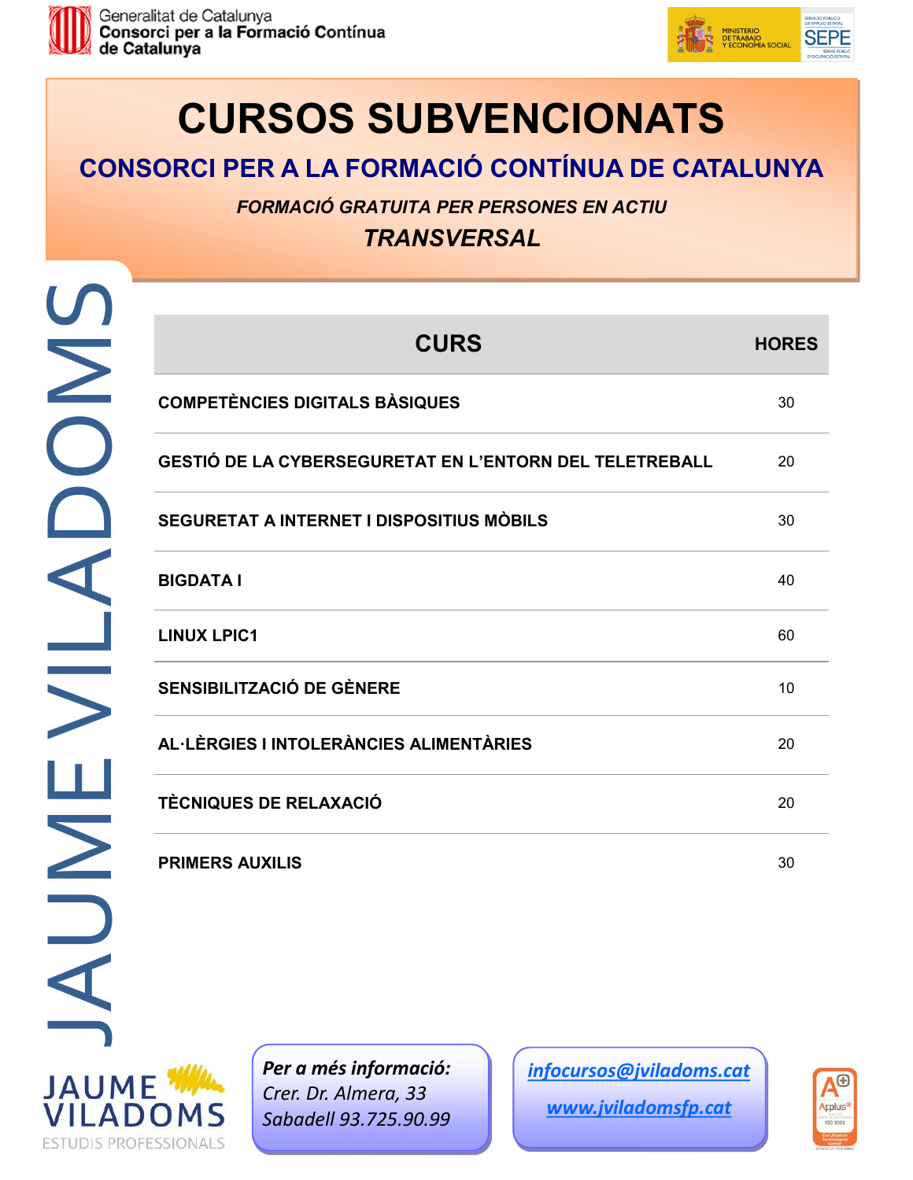Generalitat de Catalunya
**Consorci per a la Formació Contínua de Catalunya**

MINISTERIO DE TRABAJO Y ECONOMÍA SOCIAL

SEPE

# CURSOS SUBVENCIONATS

## CONSORCI PER A LA FORMACIÓ CONTÍNUA DE CATALUNYA

*FORMACIÓ GRATUITA PER PERSONES EN ACTIU*

## *TRANSVERSAL*

JAUME VILADOMS

| CURS | HORES |
|---|---|
| COMPETÈNCIES DIGITALS BÀSIQUES | 30 |
| GESTIÓ DE LA CYBERSEGURETAT EN L'ENTORN DEL TELETREBALL | 20 |
| SEGURETAT A INTERNET I DISPOSITIUS MÒBILS | 30 |
| BIGDATA I | 40 |
| LINUX LPIC1 | 60 |
| SENSIBILITZACIÓ DE GÈNERE | 10 |
| AL·LÈRGIES I INTOLERÀNCIES ALIMENTÀRIES | 20 |
| TÈCNIQUES DE RELAXACIÓ | 20 |
| PRIMERS AUXILIS | 30 |

JAUME VILADOMS
ESTUDIS PROFESSIONALS

***Per a més informació:***
*Crer. Dr. Almera, 33*
*Sabadell 93.725.90.99*

*infocursos@jviladoms.cat*

*www.jviladomsfp.cat*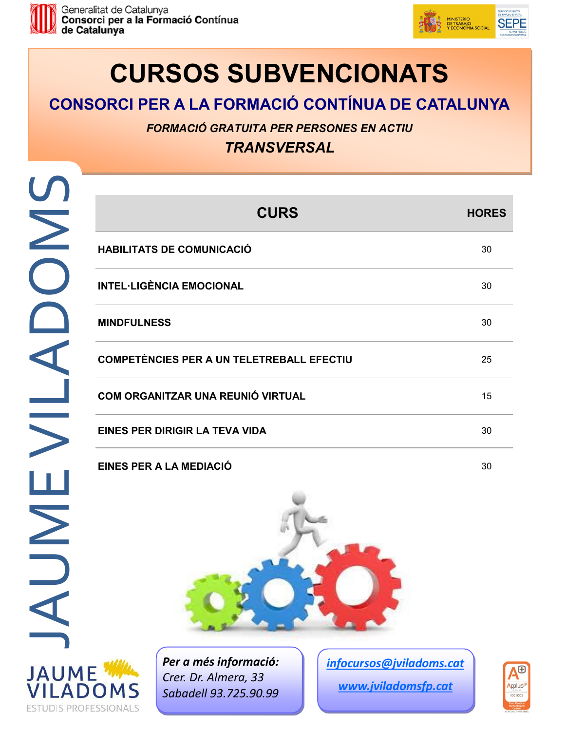Generalitat de Catalunya
Consorci per a la Formació Contínua de Catalunya

# CURSOS SUBVENCIONATS

## CONSORCI PER A LA FORMACIÓ CONTÍNUA DE CATALUNYA

***FORMACIÓ GRATUITA PER PERSONES EN ACTIU***

***TRANSVERSAL***

JAUME VILADOMS

| CURS | HORES |
|---|---|
| HABILITATS DE COMUNICACIÓ | 30 |
| INTEL·LIGÈNCIA EMOCIONAL | 30 |
| MINDFULNESS | 30 |
| COMPETÈNCIES PER A UN TELETREBALL EFECTIU | 25 |
| COM ORGANITZAR UNA REUNIÓ VIRTUAL | 15 |
| EINES PER DIRIGIR LA TEVA VIDA | 30 |
| EINES PER A LA MEDIACIÓ | 30 |

JAUME VILADOMS
ESTUDIS PROFESSIONALS

***Per a més informació:***
*Crer. Dr. Almera, 33*
*Sabadell 93.725.90.99*

*infocursos@jviladoms.cat*

*www.jviladomsfp.cat*